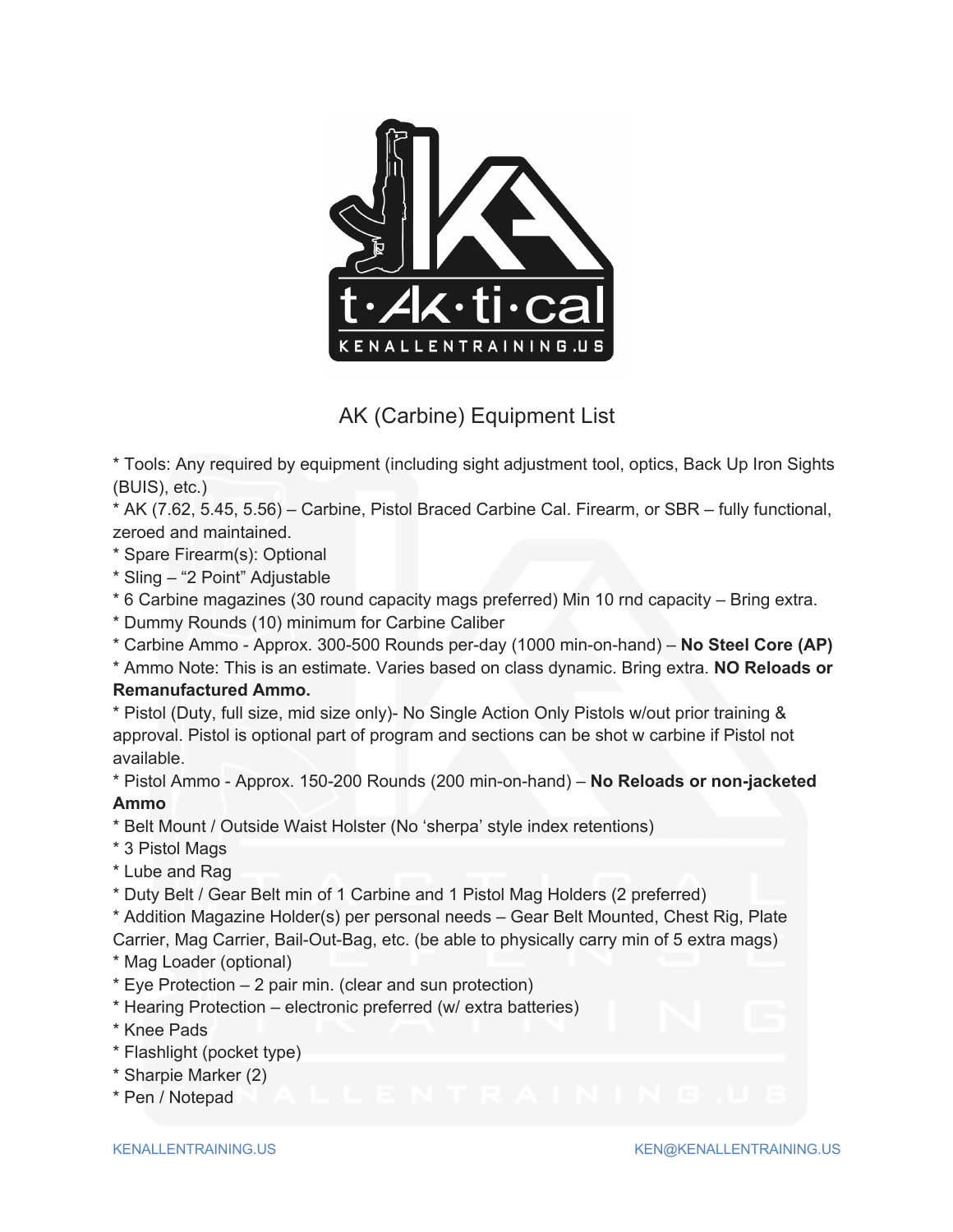# AK (Carbine) Equipment List

* Tools: Any required by equipment (including sight adjustment tool, optics, Back Up Iron Sights (BUIS), etc.)
* AK (7.62, 5.45, 5.56) – Carbine, Pistol Braced Carbine Cal. Firearm, or SBR – fully functional, zeroed and maintained.
* Spare Firearm(s): Optional
* Sling – "2 Point" Adjustable
* 6 Carbine magazines (30 round capacity mags preferred) Min 10 rnd capacity – Bring extra.
* Dummy Rounds (10) minimum for Carbine Caliber
* Carbine Ammo - Approx. 300-500 Rounds per-day (1000 min-on-hand) – **No Steel Core (AP)**
* Ammo Note: This is an estimate. Varies based on class dynamic. Bring extra. **NO Reloads or Remanufactured Ammo.**
* Pistol (Duty, full size, mid size only)- No Single Action Only Pistols w/out prior training & approval. Pistol is optional part of program and sections can be shot w carbine if Pistol not available.
* Pistol Ammo - Approx. 150-200 Rounds (200 min-on-hand) – **No Reloads or non-jacketed Ammo**
* Belt Mount / Outside Waist Holster (No 'sherpa' style index retentions)
* 3 Pistol Mags
* Lube and Rag
* Duty Belt / Gear Belt min of 1 Carbine and 1 Pistol Mag Holders (2 preferred)
* Addition Magazine Holder(s) per personal needs – Gear Belt Mounted, Chest Rig, Plate Carrier, Mag Carrier, Bail-Out-Bag, etc. (be able to physically carry min of 5 extra mags)
* Mag Loader (optional)
* Eye Protection – 2 pair min. (clear and sun protection)
* Hearing Protection – electronic preferred (w/ extra batteries)
* Knee Pads
* Flashlight (pocket type)
* Sharpie Marker (2)
* Pen / Notepad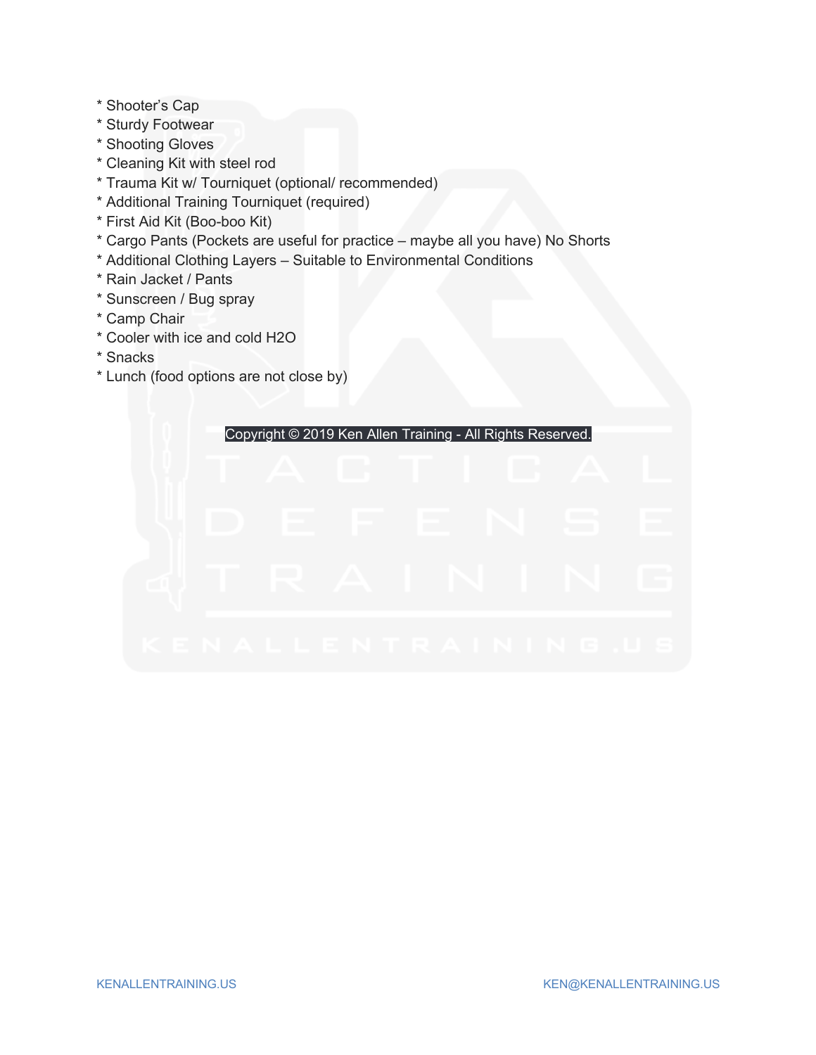* Shooter's Cap
* Sturdy Footwear
* Shooting Gloves
* Cleaning Kit with steel rod
* Trauma Kit w/ Tourniquet (optional/ recommended)
* Additional Training Tourniquet (required)
* First Aid Kit (Boo-boo Kit)
* Cargo Pants (Pockets are useful for practice – maybe all you have) No Shorts
* Additional Clothing Layers – Suitable to Environmental Conditions
* Rain Jacket / Pants
* Sunscreen / Bug spray
* Camp Chair
* Cooler with ice and cold $H_2O$
* Snacks
* Lunch (food options are not close by)

Copyright © 2019 Ken Allen Training - All Rights Reserved.

KENALLENTRAINING.US

KEN@KENALLENTRAINING.US